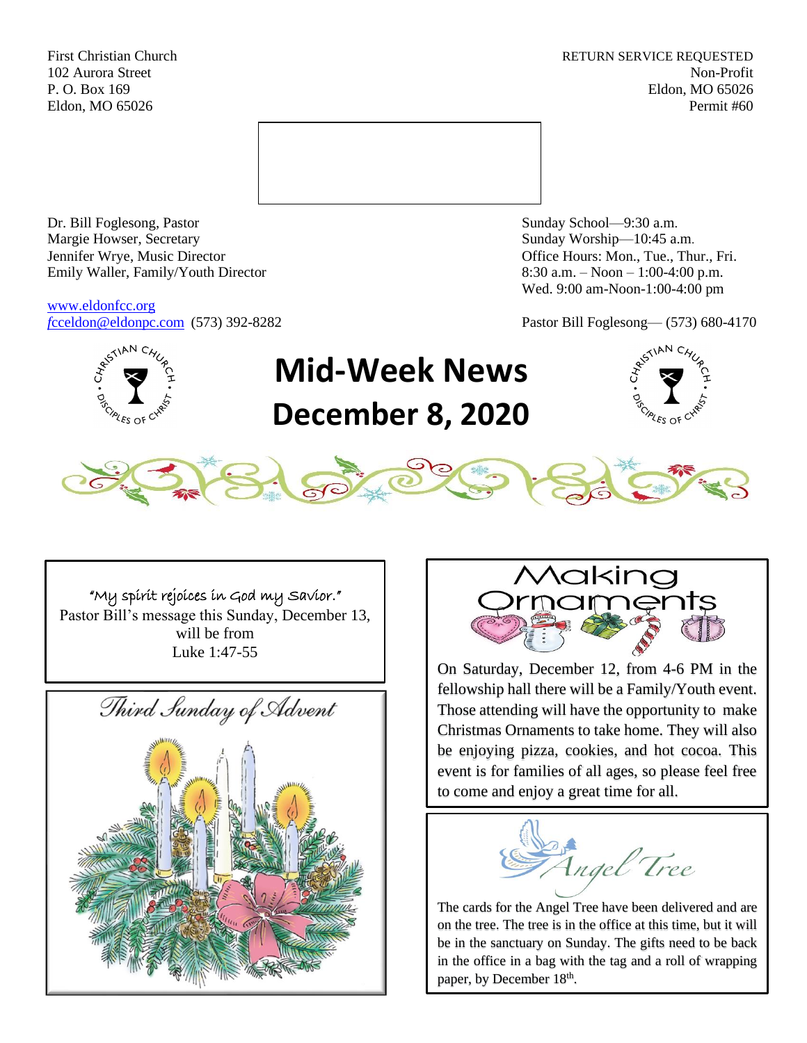First Christian Church
102 Aurora Street
P. O. Box 169
Eldon, MO 65026

RETURN SERVICE REQUESTED
Non-Profit
Eldon, MO 65026
Permit #60

Dr. Bill Foglesong, Pastor
Margie Howser, Secretary
Jennifer Wrye, Music Director
Emily Waller, Family/Youth Director

www.eldonfcc.org
fcceldon@eldonpc.com (573) 392-8282

Sunday School—9:30 a.m.
Sunday Worship—10:45 a.m.
Office Hours: Mon., Tue., Thur., Fri.
8:30 a.m. – Noon – 1:00-4:00 p.m.
Wed. 9:00 am-Noon-1:00-4:00 pm

Pastor Bill Foglesong— (573) 680-4170

# Mid-Week News
# December 8, 2020

"My spirit rejoices in God my Savior."
Pastor Bill's message this Sunday, December 13, will be from
Luke 1:47-55

## Third Sunday of Advent

## Making Ornaments

On Saturday, December 12, from 4-6 PM in the fellowship hall there will be a Family/Youth event. Those attending will have the opportunity to make Christmas Ornaments to take home. They will also be enjoying pizza, cookies, and hot cocoa. This event is for families of all ages, so please feel free to come and enjoy a great time for all.

## Angel Tree

The cards for the Angel Tree have been delivered and are on the tree. The tree is in the office at this time, but it will be in the sanctuary on Sunday. The gifts need to be back in the office in a bag with the tag and a roll of wrapping paper, by December 18th.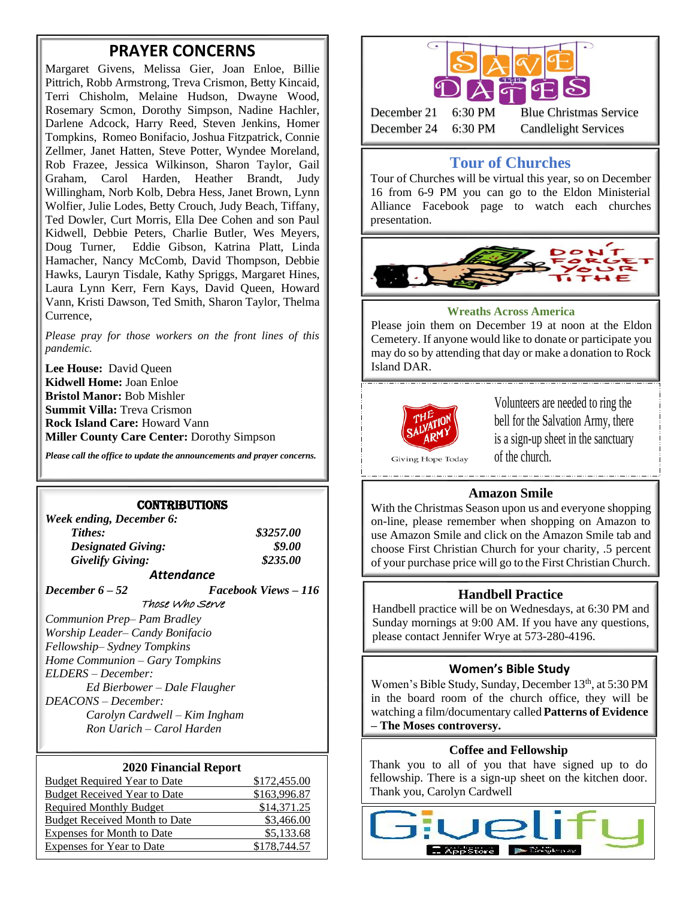## PRAYER CONCERNS

Margaret Givens, Melissa Gier, Joan Enloe, Billie Pittrich, Robb Armstrong, Treva Crismon, Betty Kincaid, Terri Chisholm, Melaine Hudson, Dwayne Wood, Rosemary Scmon, Dorothy Simpson, Nadine Hachler, Darlene Adcock, Harry Reed, Steven Jenkins, Homer Tompkins, Romeo Bonifacio, Joshua Fitzpatrick, Connie Zellmer, Janet Hatten, Steve Potter, Wyndee Moreland, Rob Frazee, Jessica Wilkinson, Sharon Taylor, Gail Graham, Carol Harden, Heather Brandt, Judy Willingham, Norb Kolb, Debra Hess, Janet Brown, Lynn Wolfier, Julie Lodes, Betty Crouch, Judy Beach, Tiffany, Ted Dowler, Curt Morris, Ella Dee Cohen and son Paul Kidwell, Debbie Peters, Charlie Butler, Wes Meyers, Doug Turner, Eddie Gibson, Katrina Platt, Linda Hamacher, Nancy McComb, David Thompson, Debbie Hawks, Lauryn Tisdale, Kathy Spriggs, Margaret Hines, Laura Lynn Kerr, Fern Kays, David Queen, Howard Vann, Kristi Dawson, Ted Smith, Sharon Taylor, Thelma Currence,

*Please pray for those workers on the front lines of this pandemic.*

**Lee House:** David Queen
**Kidwell Home:** Joan Enloe
**Bristol Manor:** Bob Mishler
**Summit Villa:** Treva Crismon
**Rock Island Care:** Howard Vann
**Miller County Care Center:** Dorothy Simpson

***Please call the office to update the announcements and prayer concerns.***

## CONTRIBUTIONS

***Week ending, December 6:***

| | |
|---|---|
| ***Tithes:*** | ***$3257.00*** |
| ***Designated Giving:*** | ***$9.00*** |
| ***Givelify Giving:*** | ***$235.00*** |

### *Attendance*

***December 6 – 52*** ***Facebook Views – 116***

*Those Who Serve*

*Communion Prep– Pam Bradley*
*Worship Leader– Candy Bonifacio*
*Fellowship– Sydney Tompkins*
*Home Communion – Gary Tompkins*
*ELDERS – December:*
*Ed Bierbower – Dale Flaugher*
*DEACONS – December:*
*Carolyn Cardwell – Kim Ingham*
*Ron Uarich – Carol Harden*

## 2020 Financial Report

| | |
|---|---|
| Budget Required Year to Date | $172,455.00 |
| Budget Received Year to Date | $163,996.87 |
| Required Monthly Budget | $14,371.25 |
| Budget Received Month to Date | $3,466.00 |
| Expenses for Month to Date | $5,133.68 |
| Expenses for Year to Date | $178,744.57 |

## SAVE THE DATES

| | | |
|---|---|---|
| December 21 | 6:30 PM | Blue Christmas Service |
| December 24 | 6:30 PM | Candlelight Services |

## Tour of Churches

Tour of Churches will be virtual this year, so on December 16 from 6-9 PM you can go to the Eldon Ministerial Alliance Facebook page to watch each churches presentation.

DON'T FORGET YOUR TITHE

### Wreaths Across America

Please join them on December 19 at noon at the Eldon Cemetery. If anyone would like to donate or participate you may do so by attending that day or make a donation to Rock Island DAR.

THE SALVATION ARMY
Giving Hope Today

Volunteers are needed to ring the bell for the Salvation Army, there is a sign-up sheet in the sanctuary of the church.

### Amazon Smile

With the Christmas Season upon us and everyone shopping on-line, please remember when shopping on Amazon to use Amazon Smile and click on the Amazon Smile tab and choose First Christian Church for your charity, .5 percent of your purchase price will go to the First Christian Church.

### Handbell Practice

Handbell practice will be on Wednesdays, at 6:30 PM and Sunday mornings at 9:00 AM. If you have any questions, please contact Jennifer Wrye at 573-280-4196.

### Women's Bible Study

Women's Bible Study, Sunday, December 13th, at 5:30 PM in the board room of the church office, they will be watching a film/documentary called **Patterns of Evidence – The Moses controversy.**

### Coffee and Fellowship

Thank you to all of you that have signed up to do fellowship. There is a sign-up sheet on the kitchen door. Thank you, Carolyn Cardwell

Givelify